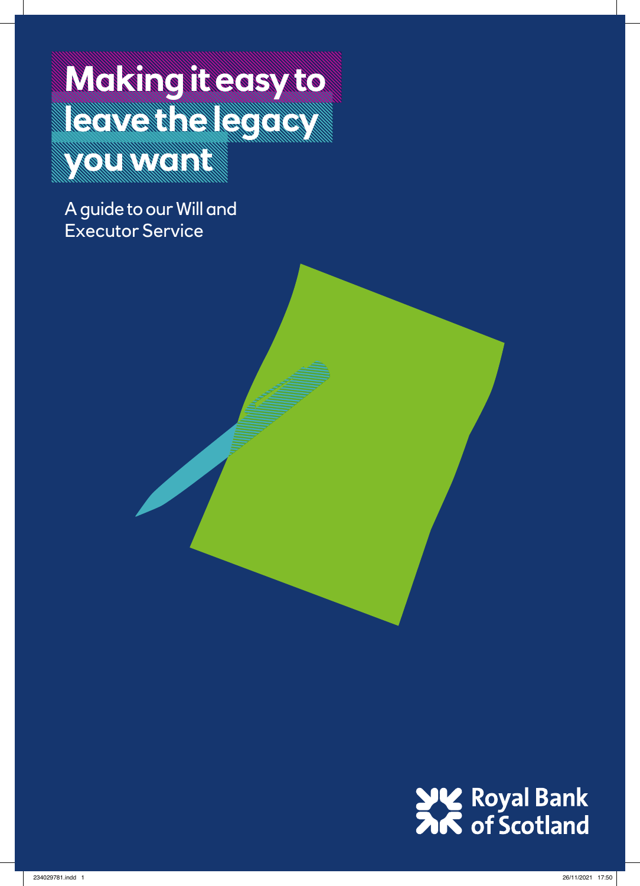# Making it easy to leave the legacy you want

A guide to our Will and Executor Service

Royal Bank of Scotland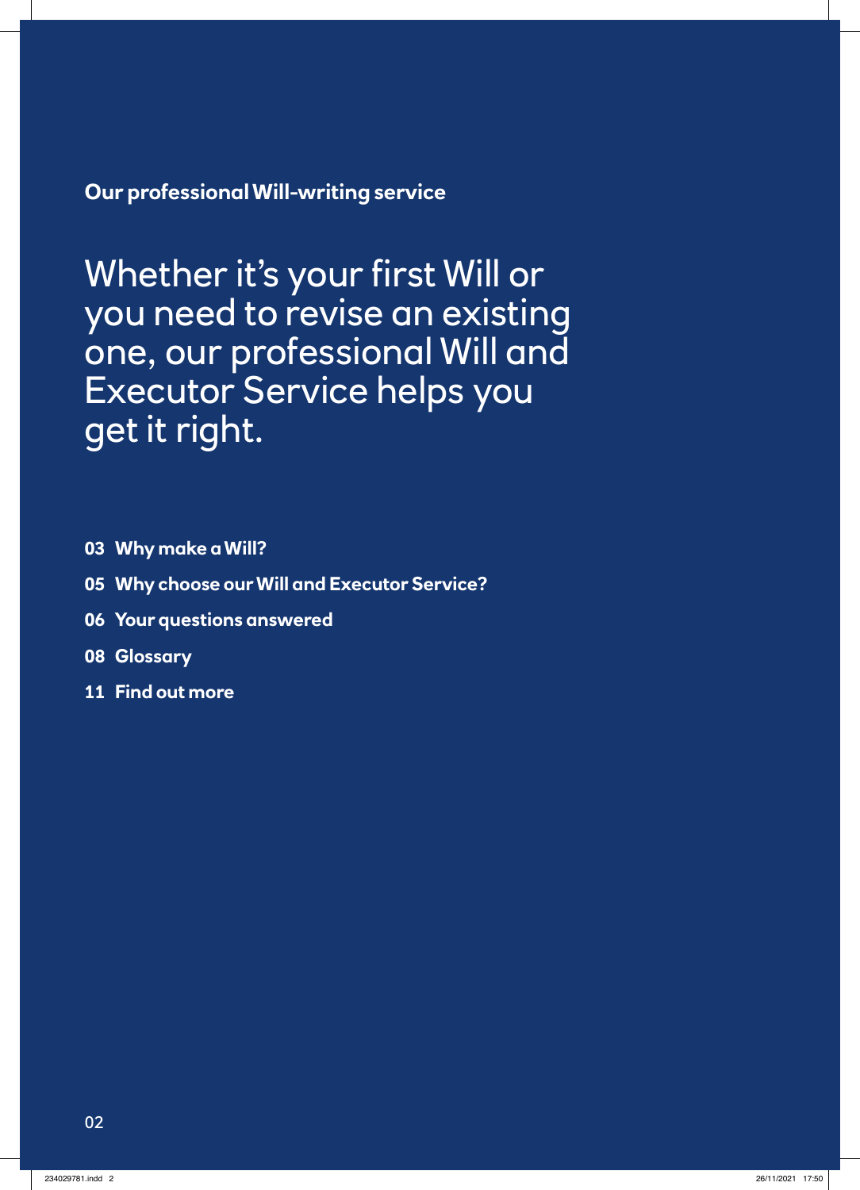**Our professional Will-writing service**

# Whether it's your first Will or you need to revise an existing one, our professional Will and Executor Service helps you get it right.

- **03 Why make a Will?**
- **05 Why choose our Will and Executor Service?**
- **06 Your questions answered**
- **08 Glossary**
- **11 Find out more**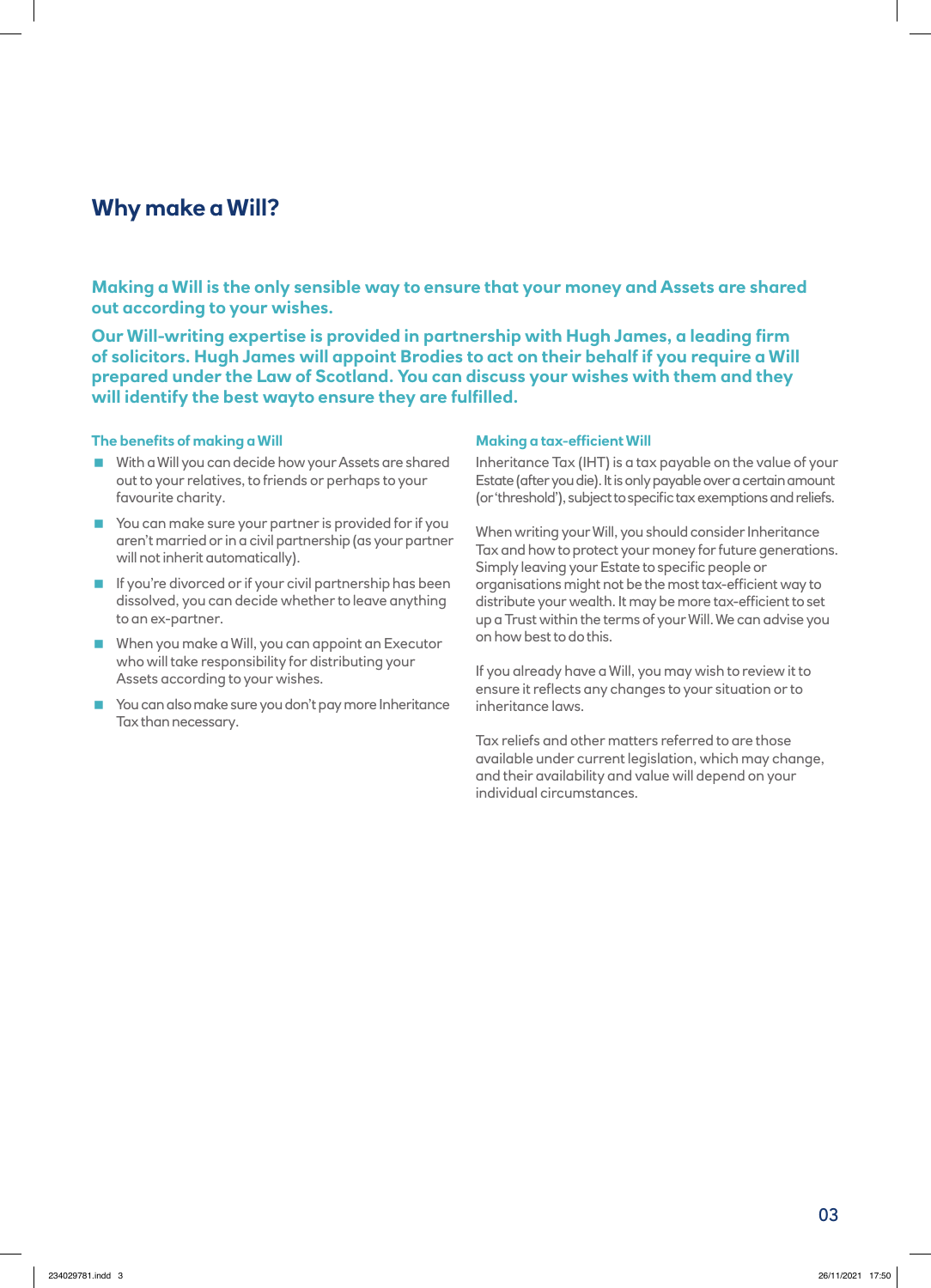# Why make a Will?

**Making a Will is the only sensible way to ensure that your money and Assets are shared out according to your wishes.**

**Our Will-writing expertise is provided in partnership with Hugh James, a leading firm of solicitors. Hugh James will appoint Brodies to act on their behalf if you require a Will prepared under the Law of Scotland. You can discuss your wishes with them and they will identify the best wayto ensure they are fulfilled.**

### The benefits of making a Will

- With a Will you can decide how your Assets are shared out to your relatives, to friends or perhaps to your favourite charity.
- You can make sure your partner is provided for if you aren't married or in a civil partnership (as your partner will not inherit automatically).
- If you're divorced or if your civil partnership has been dissolved, you can decide whether to leave anything to an ex-partner.
- When you make a Will, you can appoint an Executor who will take responsibility for distributing your Assets according to your wishes.
- You can also make sure you don't pay more Inheritance Tax than necessary.

### Making a tax-efficient Will

Inheritance Tax (IHT) is a tax payable on the value of your Estate (after you die). It is only payable over a certain amount (or 'threshold'), subject to specific tax exemptions and reliefs.

When writing your Will, you should consider Inheritance Tax and how to protect your money for future generations. Simply leaving your Estate to specific people or organisations might not be the most tax-efficient way to distribute your wealth. It may be more tax-efficient to set up a Trust within the terms of your Will. We can advise you on how best to do this.

If you already have a Will, you may wish to review it to ensure it reflects any changes to your situation or to inheritance laws.

Tax reliefs and other matters referred to are those available under current legislation, which may change, and their availability and value will depend on your individual circumstances.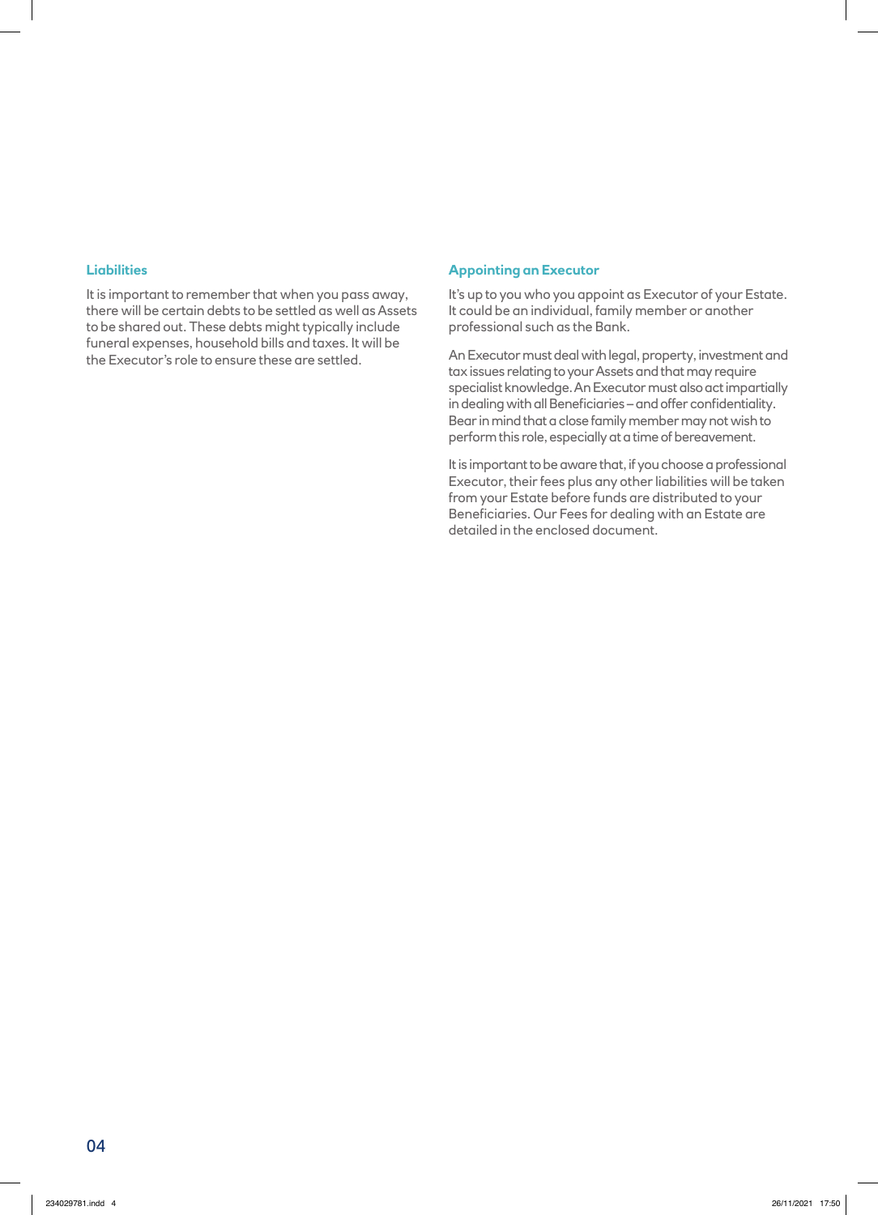### Liabilities

It is important to remember that when you pass away, there will be certain debts to be settled as well as Assets to be shared out. These debts might typically include funeral expenses, household bills and taxes. It will be the Executor's role to ensure these are settled.

### Appointing an Executor

It's up to you who you appoint as Executor of your Estate. It could be an individual, family member or another professional such as the Bank.

An Executor must deal with legal, property, investment and tax issues relating to your Assets and that may require specialist knowledge. An Executor must also act impartially in dealing with all Beneficiaries – and offer confidentiality. Bear in mind that a close family member may not wish to perform this role, especially at a time of bereavement.

It is important to be aware that, if you choose a professional Executor, their fees plus any other liabilities will be taken from your Estate before funds are distributed to your Beneficiaries. Our Fees for dealing with an Estate are detailed in the enclosed document.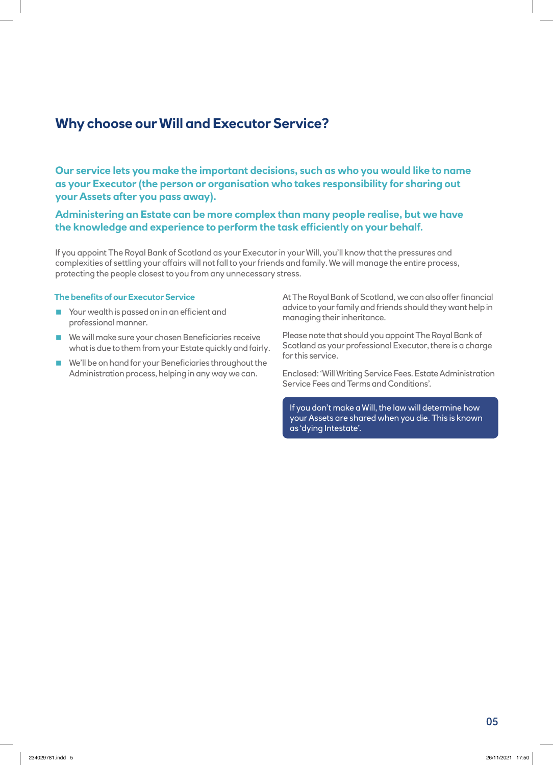# Why choose our Will and Executor Service?

**Our service lets you make the important decisions, such as who you would like to name as your Executor (the person or organisation who takes responsibility for sharing out your Assets after you pass away).**

**Administering an Estate can be more complex than many people realise, but we have the knowledge and experience to perform the task efficiently on your behalf.**

If you appoint The Royal Bank of Scotland as your Executor in your Will, you'll know that the pressures and complexities of settling your affairs will not fall to your friends and family. We will manage the entire process, protecting the people closest to you from any unnecessary stress.

### The benefits of our Executor Service

- Your wealth is passed on in an efficient and professional manner.
- We will make sure your chosen Beneficiaries receive what is due to them from your Estate quickly and fairly.
- We'll be on hand for your Beneficiaries throughout the Administration process, helping in any way we can.

At The Royal Bank of Scotland, we can also offer financial advice to your family and friends should they want help in managing their inheritance.

Please note that should you appoint The Royal Bank of Scotland as your professional Executor, there is a charge for this service.

Enclosed: 'Will Writing Service Fees. Estate Administration Service Fees and Terms and Conditions'.

If you don't make a Will, the law will determine how your Assets are shared when you die. This is known as 'dying Intestate'.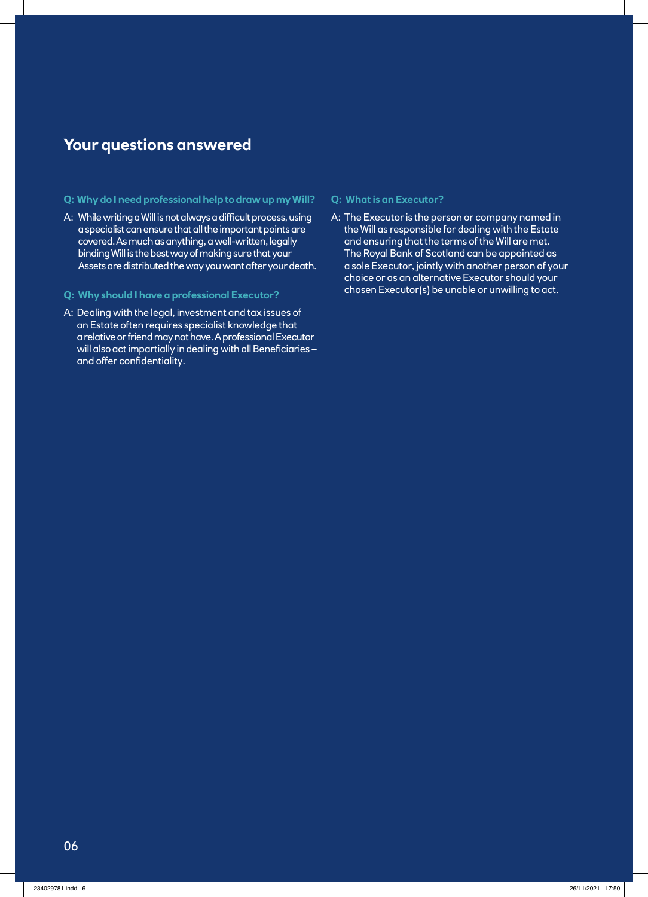## Your questions answered

**Q: Why do I need professional help to draw up my Will?**

A: While writing a Will is not always a difficult process, using a specialist can ensure that all the important points are covered. As much as anything, a well-written, legally binding Will is the best way of making sure that your Assets are distributed the way you want after your death.

**Q: Why should I have a professional Executor?**

A: Dealing with the legal, investment and tax issues of an Estate often requires specialist knowledge that a relative or friend may not have. A professional Executor will also act impartially in dealing with all Beneficiaries – and offer confidentiality.

**Q: What is an Executor?**

A: The Executor is the person or company named in the Will as responsible for dealing with the Estate and ensuring that the terms of the Will are met. The Royal Bank of Scotland can be appointed as a sole Executor, jointly with another person of your choice or as an alternative Executor should your chosen Executor(s) be unable or unwilling to act.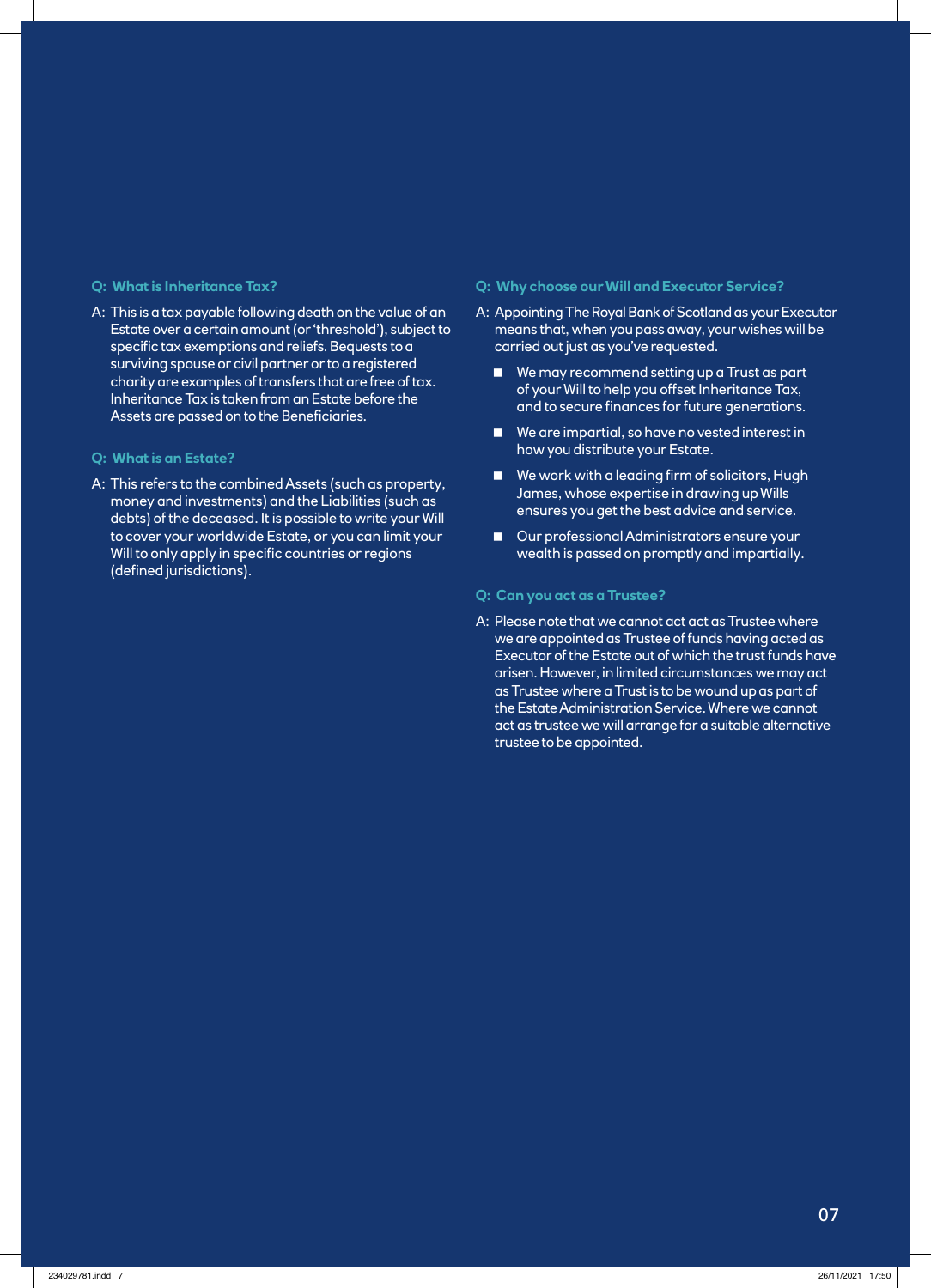### Q: What is Inheritance Tax?

A: This is a tax payable following death on the value of an Estate over a certain amount (or 'threshold'), subject to specific tax exemptions and reliefs. Bequests to a surviving spouse or civil partner or to a registered charity are examples of transfers that are free of tax. Inheritance Tax is taken from an Estate before the Assets are passed on to the Beneficiaries.

### Q: What is an Estate?

A: This refers to the combined Assets (such as property, money and investments) and the Liabilities (such as debts) of the deceased. It is possible to write your Will to cover your worldwide Estate, or you can limit your Will to only apply in specific countries or regions (defined jurisdictions).

### Q: Why choose our Will and Executor Service?

A: Appointing The Royal Bank of Scotland as your Executor means that, when you pass away, your wishes will be carried out just as you've requested.

- We may recommend setting up a Trust as part of your Will to help you offset Inheritance Tax, and to secure finances for future generations.
- We are impartial, so have no vested interest in how you distribute your Estate.
- We work with a leading firm of solicitors, Hugh James, whose expertise in drawing up Wills ensures you get the best advice and service.
- Our professional Administrators ensure your wealth is passed on promptly and impartially.

### Q: Can you act as a Trustee?

A: Please note that we cannot act act as Trustee where we are appointed as Trustee of funds having acted as Executor of the Estate out of which the trust funds have arisen. However, in limited circumstances we may act as Trustee where a Trust is to be wound up as part of the Estate Administration Service. Where we cannot act as trustee we will arrange for a suitable alternative trustee to be appointed.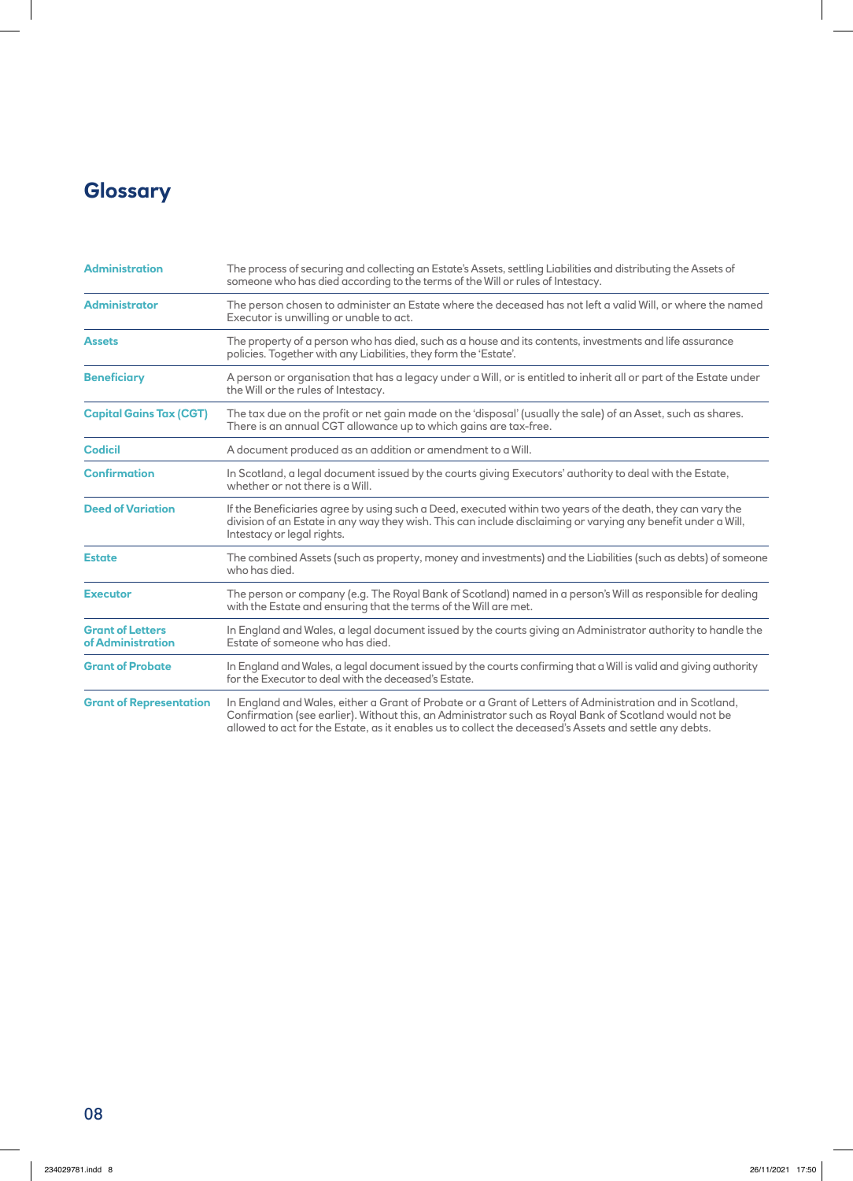# Glossary

| | |
|---|---|
| **Administration** | The process of securing and collecting an Estate's Assets, settling Liabilities and distributing the Assets of someone who has died according to the terms of the Will or rules of Intestacy. |
| **Administrator** | The person chosen to administer an Estate where the deceased has not left a valid Will, or where the named Executor is unwilling or unable to act. |
| **Assets** | The property of a person who has died, such as a house and its contents, investments and life assurance policies. Together with any Liabilities, they form the 'Estate'. |
| **Beneficiary** | A person or organisation that has a legacy under a Will, or is entitled to inherit all or part of the Estate under the Will or the rules of Intestacy. |
| **Capital Gains Tax (CGT)** | The tax due on the profit or net gain made on the 'disposal' (usually the sale) of an Asset, such as shares. There is an annual CGT allowance up to which gains are tax-free. |
| **Codicil** | A document produced as an addition or amendment to a Will. |
| **Confirmation** | In Scotland, a legal document issued by the courts giving Executors' authority to deal with the Estate, whether or not there is a Will. |
| **Deed of Variation** | If the Beneficiaries agree by using such a Deed, executed within two years of the death, they can vary the division of an Estate in any way they wish. This can include disclaiming or varying any benefit under a Will, Intestacy or legal rights. |
| **Estate** | The combined Assets (such as property, money and investments) and the Liabilities (such as debts) of someone who has died. |
| **Executor** | The person or company (e.g. The Royal Bank of Scotland) named in a person's Will as responsible for dealing with the Estate and ensuring that the terms of the Will are met. |
| **Grant of Letters of Administration** | In England and Wales, a legal document issued by the courts giving an Administrator authority to handle the Estate of someone who has died. |
| **Grant of Probate** | In England and Wales, a legal document issued by the courts confirming that a Will is valid and giving authority for the Executor to deal with the deceased's Estate. |
| **Grant of Representation** | In England and Wales, either a Grant of Probate or a Grant of Letters of Administration and in Scotland, Confirmation (see earlier). Without this, an Administrator such as Royal Bank of Scotland would not be allowed to act for the Estate, as it enables us to collect the deceased's Assets and settle any debts. |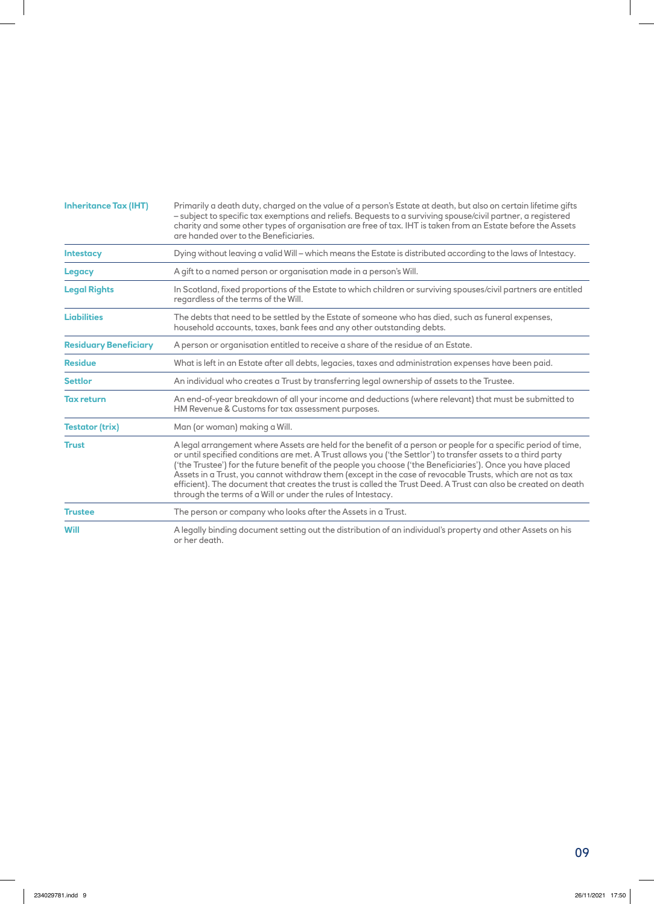| | |
|---|---|
| **Inheritance Tax (IHT)** | Primarily a death duty, charged on the value of a person's Estate at death, but also on certain lifetime gifts – subject to specific tax exemptions and reliefs. Bequests to a surviving spouse/civil partner, a registered charity and some other types of organisation are free of tax. IHT is taken from an Estate before the Assets are handed over to the Beneficiaries. |
| **Intestacy** | Dying without leaving a valid Will – which means the Estate is distributed according to the laws of Intestacy. |
| **Legacy** | A gift to a named person or organisation made in a person's Will. |
| **Legal Rights** | In Scotland, fixed proportions of the Estate to which children or surviving spouses/civil partners are entitled regardless of the terms of the Will. |
| **Liabilities** | The debts that need to be settled by the Estate of someone who has died, such as funeral expenses, household accounts, taxes, bank fees and any other outstanding debts. |
| **Residuary Beneficiary** | A person or organisation entitled to receive a share of the residue of an Estate. |
| **Residue** | What is left in an Estate after all debts, legacies, taxes and administration expenses have been paid. |
| **Settlor** | An individual who creates a Trust by transferring legal ownership of assets to the Trustee. |
| **Tax return** | An end-of-year breakdown of all your income and deductions (where relevant) that must be submitted to HM Revenue & Customs for tax assessment purposes. |
| **Testator (trix)** | Man (or woman) making a Will. |
| **Trust** | A legal arrangement where Assets are held for the benefit of a person or people for a specific period of time, or until specified conditions are met. A Trust allows you ('the Settlor') to transfer assets to a third party ('the Trustee') for the future benefit of the people you choose ('the Beneficiaries'). Once you have placed Assets in a Trust, you cannot withdraw them (except in the case of revocable Trusts, which are not as tax efficient). The document that creates the trust is called the Trust Deed. A Trust can also be created on death through the terms of a Will or under the rules of Intestacy. |
| **Trustee** | The person or company who looks after the Assets in a Trust. |
| **Will** | A legally binding document setting out the distribution of an individual's property and other Assets on his or her death. |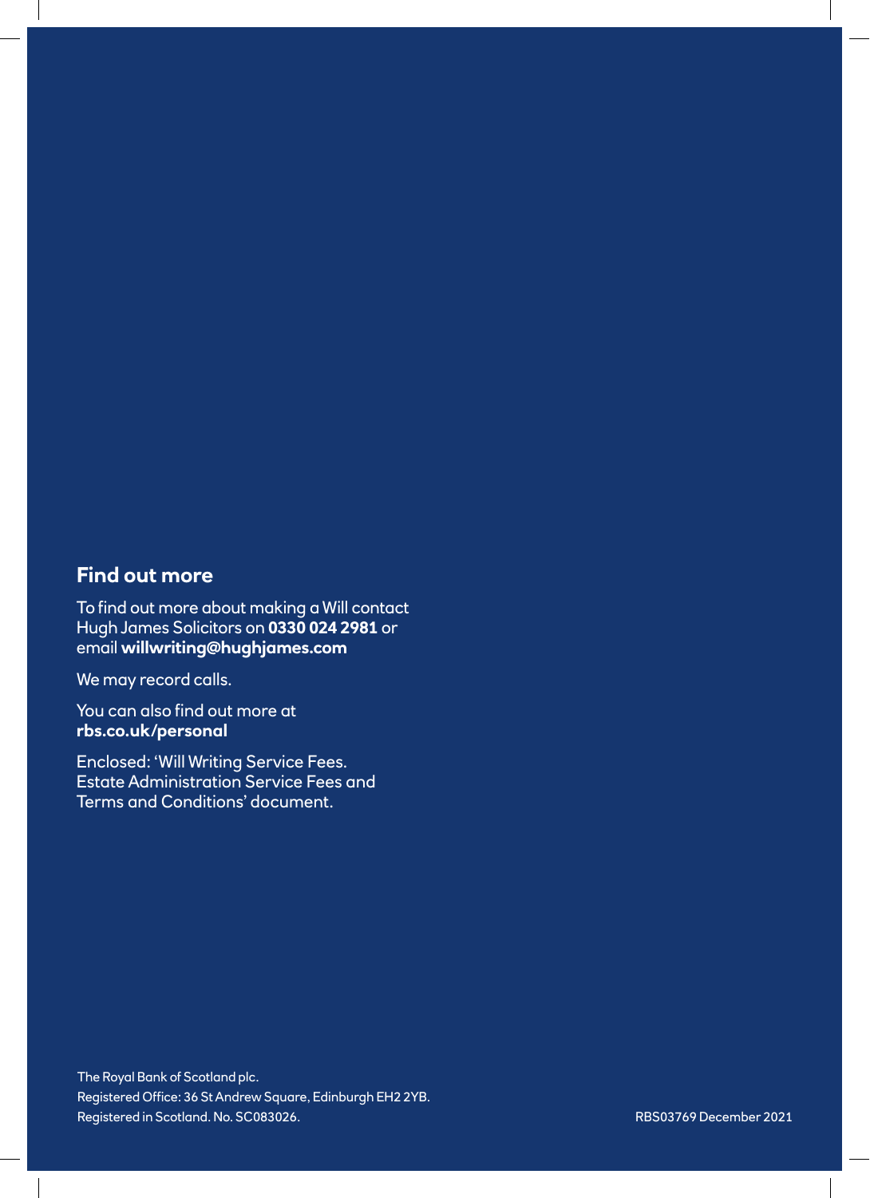## Find out more

To find out more about making a Will contact Hugh James Solicitors on **0330 024 2981** or email **willwriting@hughjames.com**

We may record calls.

You can also find out more at **rbs.co.uk/personal**

Enclosed: 'Will Writing Service Fees. Estate Administration Service Fees and Terms and Conditions' document.

The Royal Bank of Scotland plc.
Registered Office: 36 St Andrew Square, Edinburgh EH2 2YB.
Registered in Scotland. No. SC083026.

RBS03769 December 2021